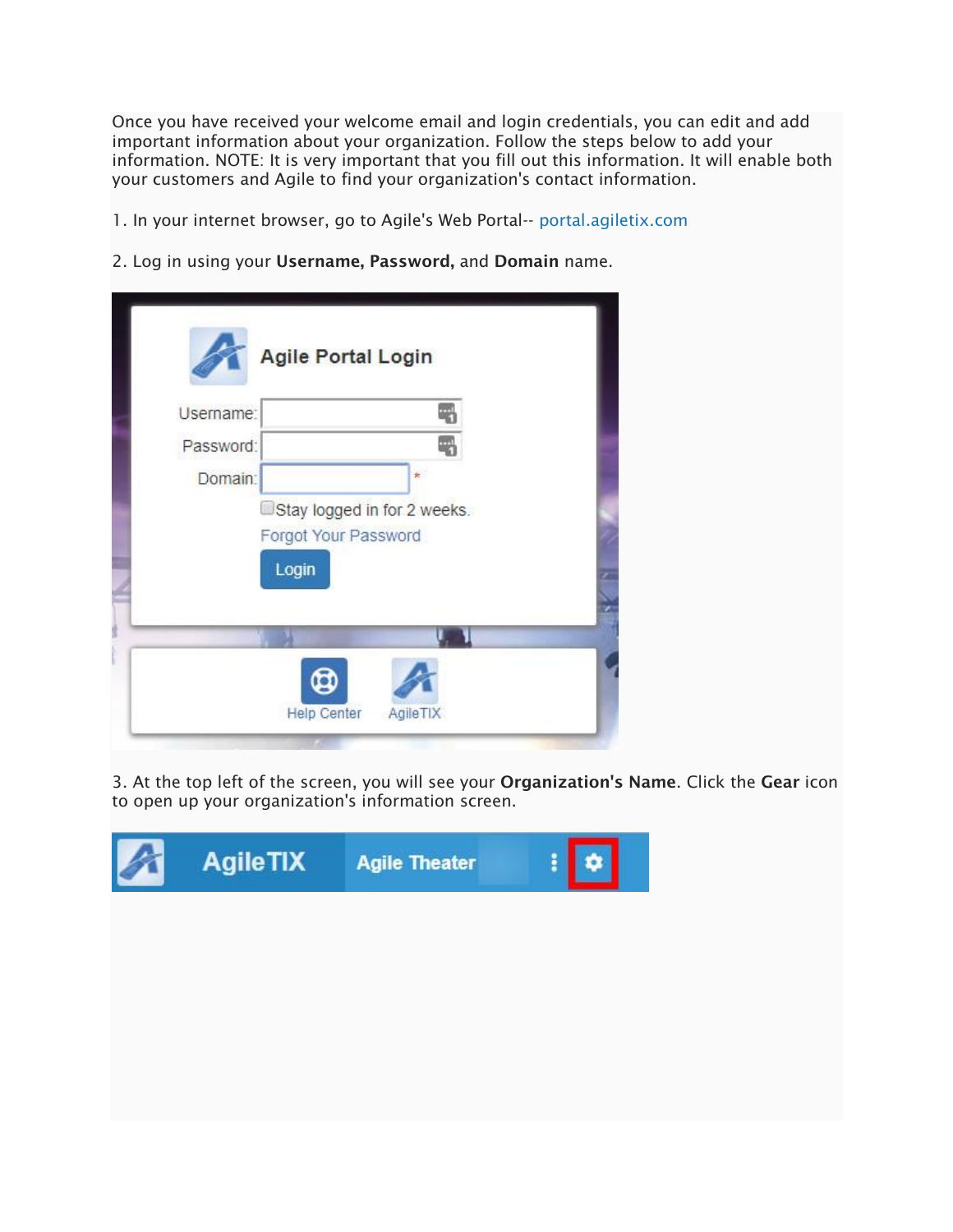Once you have received your welcome email and login credentials, you can edit and add important information about your organization. Follow the steps below to add your information. NOTE: It is very important that you fill out this information. It will enable both your customers and Agile to find your organization's contact information.

1. In your internet browser, go to Agile's Web Portal-- portal.agiletix.com

2. Log in using your **Username, Password,** and **Domain** name.

3. At the top left of the screen, you will see your **Organization's Name**. Click the **Gear** icon to open up your organization's information screen.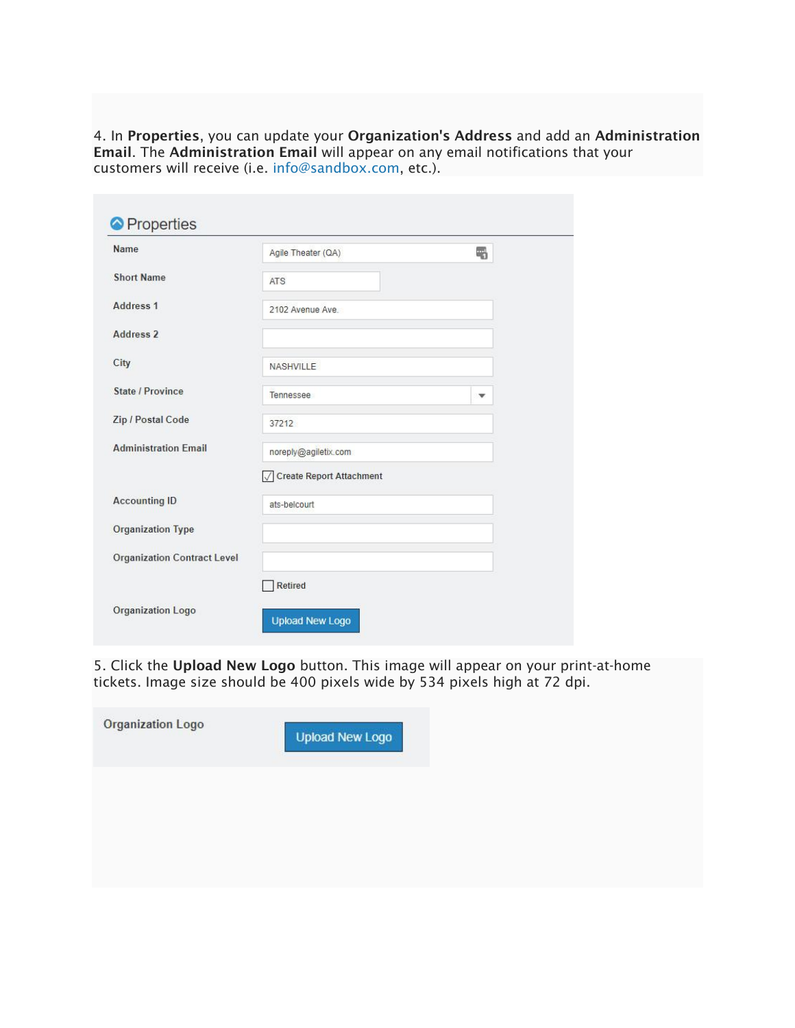4. In **Properties**, you can update your **Organization's Address** and add an **Administration Email**. The **Administration Email** will appear on any email notifications that your customers will receive (i.e. info@sandbox.com, etc.).

Properties

| Field | Value |
| --- | --- |
| Name | Agile Theater (QA) |
| Short Name | ATS |
| Address 1 | 2102 Avenue Ave. |
| Address 2 | |
| City | NASHVILLE |
| State / Province | Tennessee |
| Zip / Postal Code | 37212 |
| Administration Email | noreply@agiletix.com |
| | ☑ Create Report Attachment |
| Accounting ID | ats-belcourt |
| Organization Type | |
| Organization Contract Level | |
| | ☐ Retired |
| Organization Logo | Upload New Logo |

5. Click the **Upload New Logo** button. This image will appear on your print-at-home tickets. Image size should be 400 pixels wide by 534 pixels high at 72 dpi.

Organization Logo — Upload New Logo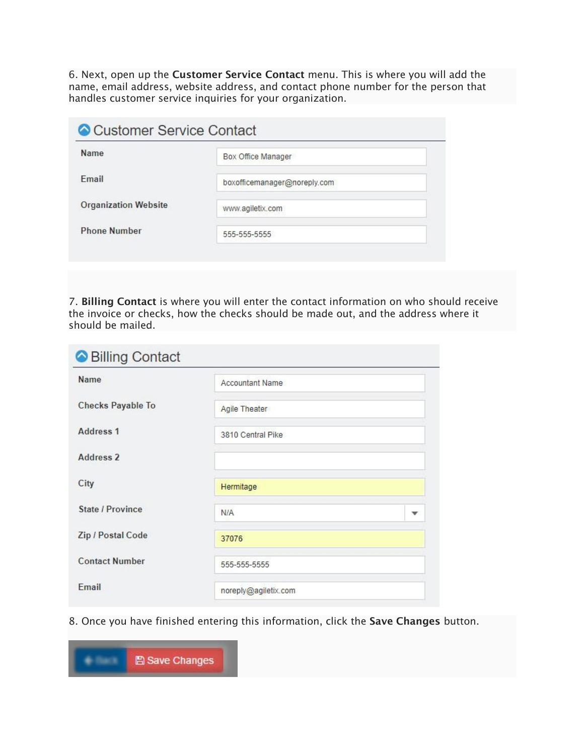6. Next, open up the **Customer Service Contact** menu. This is where you will add the name, email address, website address, and contact phone number for the person that handles customer service inquiries for your organization.

## Customer Service Contact

| | |
|---|---|
| Name | Box Office Manager |
| Email | boxofficemanager@noreply.com |
| Organization Website | www.agiletix.com |
| Phone Number | 555-555-5555 |

7. **Billing Contact** is where you will enter the contact information on who should receive the invoice or checks, how the checks should be made out, and the address where it should be mailed.

## Billing Contact

| | |
|---|---|
| Name | Accountant Name |
| Checks Payable To | Agile Theater |
| Address 1 | 3810 Central Pike |
| Address 2 | |
| City | Hermitage |
| State / Province | N/A |
| Zip / Postal Code | 37076 |
| Contact Number | 555-555-5555 |
| Email | noreply@agiletix.com |

8. Once you have finished entering this information, click the **Save Changes** button.

Back | Save Changes